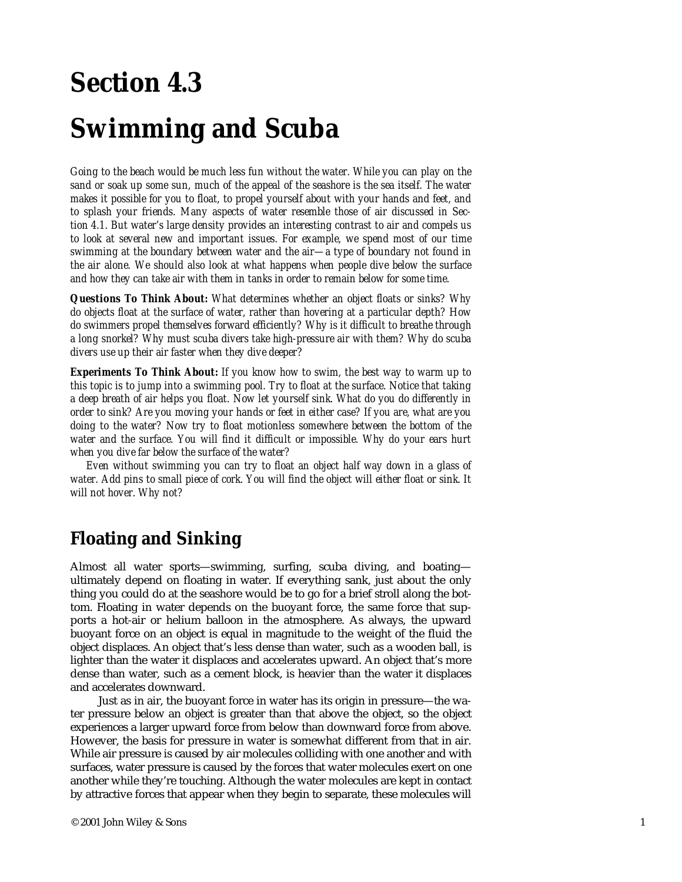# Section 4.3

# Swimming and Scuba

*Going to the beach would be much less fun without the water. While you can play on the sand or soak up some sun, much of the appeal of the seashore is the sea itself. The water makes it possible for you to float, to propel yourself about with your hands and feet, and to splash your friends. Many aspects of water resemble those of air discussed in Section 4.1. But water's large density provides an interesting contrast to air and compels us to look at several new and important issues. For example, we spend most of our time swimming at the boundary between water and the air—a type of boundary not found in the air alone. We should also look at what happens when people dive below the surface and how they can take air with them in tanks in order to remain below for some time.*

**Questions To Think About:** *What determines whether an object floats or sinks? Why do objects float at the surface of water, rather than hovering at a particular depth? How do swimmers propel themselves forward efficiently? Why is it difficult to breathe through a long snorkel? Why must scuba divers take high-pressure air with them? Why do scuba divers use up their air faster when they dive deeper?*

**Experiments To Think About:** *If you know how to swim, the best way to warm up to this topic is to jump into a swimming pool. Try to float at the surface. Notice that taking a deep breath of air helps you float. Now let yourself sink. What do you do differently in order to sink? Are you moving your hands or feet in either case? If you are, what are you doing to the water? Now try to float motionless somewhere between the bottom of the water and the surface. You will find it difficult or impossible. Why do your ears hurt when you dive far below the surface of the water?*

*Even without swimming you can try to float an object half way down in a glass of water. Add pins to small piece of cork. You will find the object will either float or sink. It will not hover. Why not?*

## Floating and Sinking

Almost all water sports—swimming, surfing, scuba diving, and boating—ultimately depend on floating in water. If everything sank, just about the only thing you could do at the seashore would be to go for a brief stroll along the bottom. Floating in water depends on the buoyant force, the same force that supports a hot-air or helium balloon in the atmosphere. As always, the upward buoyant force on an object is equal in magnitude to the weight of the fluid the object displaces. An object that's less dense than water, such as a wooden ball, is lighter than the water it displaces and accelerates upward. An object that's more dense than water, such as a cement block, is heavier than the water it displaces and accelerates downward.

Just as in air, the buoyant force in water has its origin in pressure—the water pressure below an object is greater than that above the object, so the object experiences a larger upward force from below than downward force from above. However, the basis for pressure in water is somewhat different from that in air. While air pressure is caused by air molecules colliding with one another and with surfaces, water pressure is caused by the forces that water molecules exert on one another while they're touching. Although the water molecules are kept in contact by attractive forces that appear when they begin to separate, these molecules will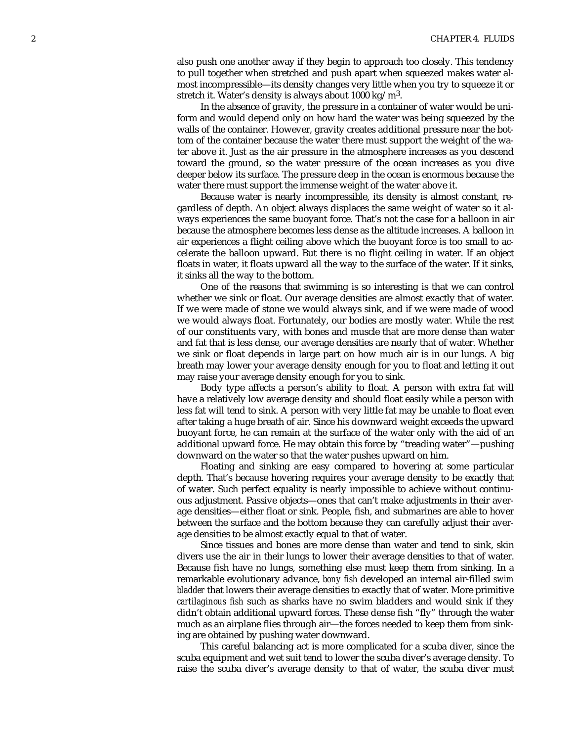also push one another away if they begin to approach too closely. This tendency to pull together when stretched and push apart when squeezed makes water almost incompressible—its density changes very little when you try to squeeze it or stretch it. Water's density is always about 1000 kg/m$^3$.

In the absence of gravity, the pressure in a container of water would be uniform and would depend only on how hard the water was being squeezed by the walls of the container. However, gravity creates additional pressure near the bottom of the container because the water there must support the weight of the water above it. Just as the air pressure in the atmosphere increases as you descend toward the ground, so the water pressure of the ocean increases as you dive deeper below its surface. The pressure deep in the ocean is enormous because the water there must support the immense weight of the water above it.

Because water is nearly incompressible, its density is almost constant, regardless of depth. An object always displaces the same weight of water so it always experiences the same buoyant force. That's not the case for a balloon in air because the atmosphere becomes less dense as the altitude increases. A balloon in air experiences a flight ceiling above which the buoyant force is too small to accelerate the balloon upward. But there is no flight ceiling in water. If an object floats in water, it floats upward all the way to the surface of the water. If it sinks, it sinks all the way to the bottom.

One of the reasons that swimming is so interesting is that we can control whether we sink or float. Our average densities are almost exactly that of water. If we were made of stone we would always sink, and if we were made of wood we would always float. Fortunately, our bodies are mostly water. While the rest of our constituents vary, with bones and muscle that are more dense than water and fat that is less dense, our average densities are nearly that of water. Whether we sink or float depends in large part on how much air is in our lungs. A big breath may lower your average density enough for you to float and letting it out may raise your average density enough for you to sink.

Body type affects a person's ability to float. A person with extra fat will have a relatively low average density and should float easily while a person with less fat will tend to sink. A person with very little fat may be unable to float even after taking a huge breath of air. Since his downward weight exceeds the upward buoyant force, he can remain at the surface of the water only with the aid of an additional upward force. He may obtain this force by "treading water"—pushing downward on the water so that the water pushes upward on him.

Floating and sinking are easy compared to hovering at some particular depth. That's because hovering requires your average density to be exactly that of water. Such perfect equality is nearly impossible to achieve without continuous adjustment. Passive objects—ones that can't make adjustments in their average densities—either float or sink. People, fish, and submarines are able to hover between the surface and the bottom because they can carefully adjust their average densities to be almost exactly equal to that of water.

Since tissues and bones are more dense than water and tend to sink, skin divers use the air in their lungs to lower their average densities to that of water. Because fish have no lungs, something else must keep them from sinking. In a remarkable evolutionary advance, *bony fish* developed an internal air-filled *swim bladder* that lowers their average densities to exactly that of water. More primitive *cartilaginous fish* such as sharks have no swim bladders and would sink if they didn't obtain additional upward forces. These dense fish "fly" through the water much as an airplane flies through air—the forces needed to keep them from sinking are obtained by pushing water downward.

This careful balancing act is more complicated for a scuba diver, since the scuba equipment and wet suit tend to lower the scuba diver's average density. To raise the scuba diver's average density to that of water, the scuba diver must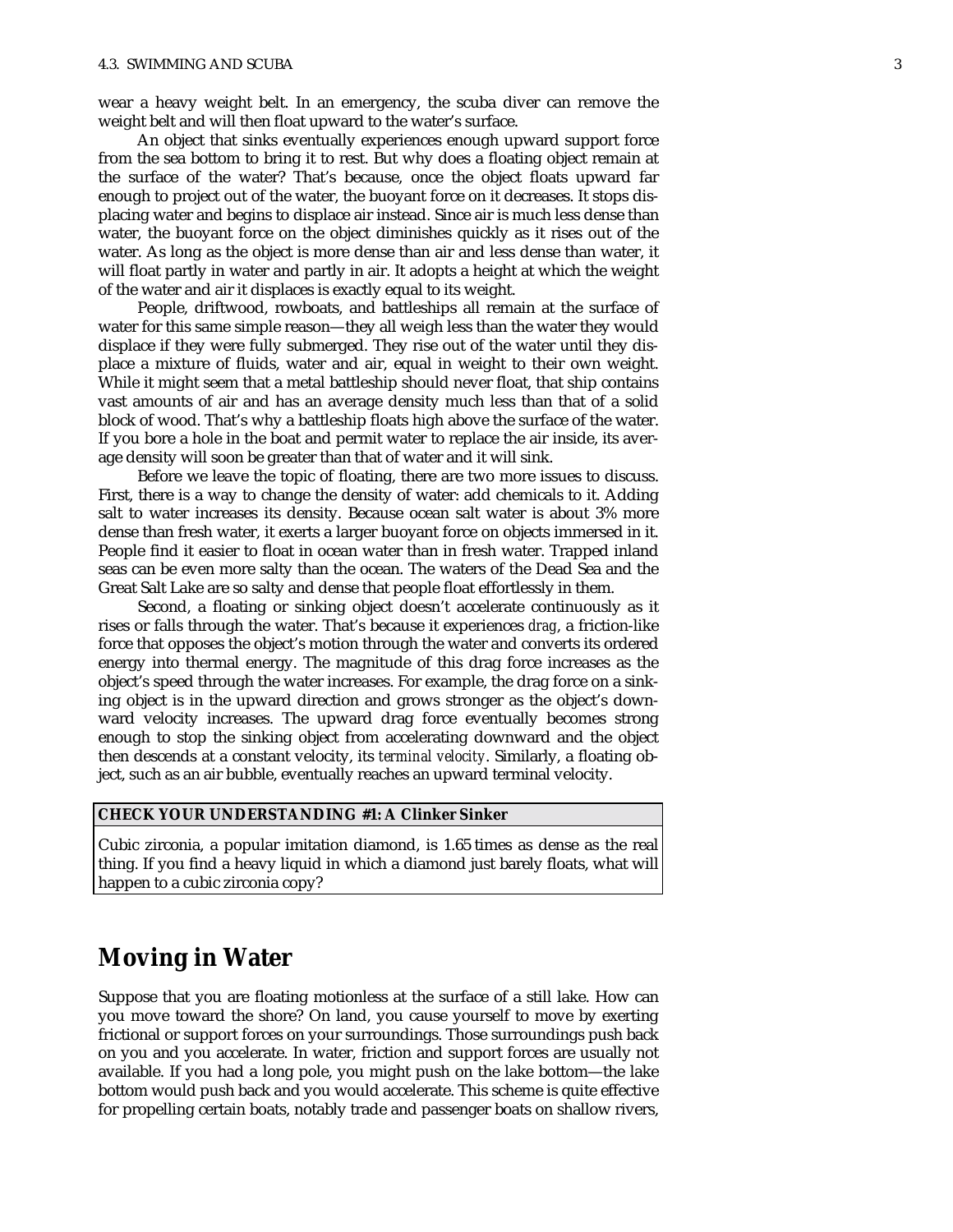wear a heavy weight belt. In an emergency, the scuba diver can remove the weight belt and will then float upward to the water's surface.

An object that sinks eventually experiences enough upward support force from the sea bottom to bring it to rest. But why does a floating object remain at the surface of the water? That's because, once the object floats upward far enough to project out of the water, the buoyant force on it decreases. It stops displacing water and begins to displace air instead. Since air is much less dense than water, the buoyant force on the object diminishes quickly as it rises out of the water. As long as the object is more dense than air and less dense than water, it will float partly in water and partly in air. It adopts a height at which the weight of the water and air it displaces is exactly equal to its weight.

People, driftwood, rowboats, and battleships all remain at the surface of water for this same simple reason—they all weigh less than the water they would displace if they were fully submerged. They rise out of the water until they displace a mixture of fluids, water and air, equal in weight to their own weight. While it might seem that a metal battleship should never float, that ship contains vast amounts of air and has an average density much less than that of a solid block of wood. That's why a battleship floats high above the surface of the water. If you bore a hole in the boat and permit water to replace the air inside, its average density will soon be greater than that of water and it will sink.

Before we leave the topic of floating, there are two more issues to discuss. First, there is a way to change the density of water: add chemicals to it. Adding salt to water increases its density. Because ocean salt water is about 3% more dense than fresh water, it exerts a larger buoyant force on objects immersed in it. People find it easier to float in ocean water than in fresh water. Trapped inland seas can be even more salty than the ocean. The waters of the Dead Sea and the Great Salt Lake are so salty and dense that people float effortlessly in them.

Second, a floating or sinking object doesn't accelerate continuously as it rises or falls through the water. That's because it experiences *drag*, a friction-like force that opposes the object's motion through the water and converts its ordered energy into thermal energy. The magnitude of this drag force increases as the object's speed through the water increases. For example, the drag force on a sinking object is in the upward direction and grows stronger as the object's downward velocity increases. The upward drag force eventually becomes strong enough to stop the sinking object from accelerating downward and the object then descends at a constant velocity, its *terminal velocity*. Similarly, a floating object, such as an air bubble, eventually reaches an upward terminal velocity.

**CHECK YOUR UNDERSTANDING #1: A Clinker Sinker**

Cubic zirconia, a popular imitation diamond, is 1.65 times as dense as the real thing. If you find a heavy liquid in which a diamond just barely floats, what will happen to a cubic zirconia copy?

## Moving in Water

Suppose that you are floating motionless at the surface of a still lake. How can you move toward the shore? On land, you cause yourself to move by exerting frictional or support forces on your surroundings. Those surroundings push back on you and you accelerate. In water, friction and support forces are usually not available. If you had a long pole, you might push on the lake bottom—the lake bottom would push back and you would accelerate. This scheme is quite effective for propelling certain boats, notably trade and passenger boats on shallow rivers,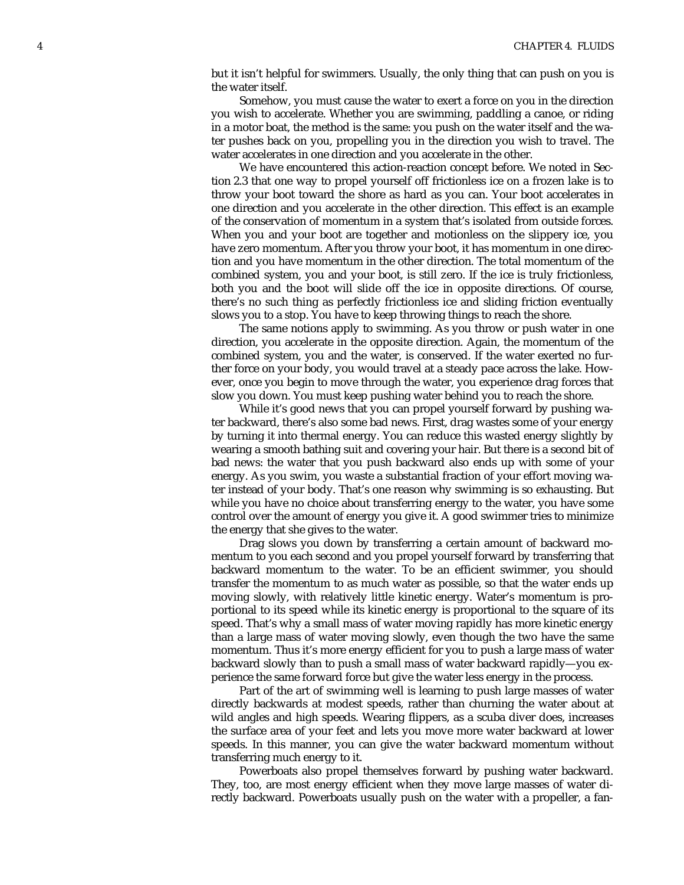but it isn't helpful for swimmers. Usually, the only thing that can push on you is the water itself.

Somehow, you must cause the water to exert a force on you in the direction you wish to accelerate. Whether you are swimming, paddling a canoe, or riding in a motor boat, the method is the same: you push on the water itself and the water pushes back on you, propelling you in the direction you wish to travel. The water accelerates in one direction and you accelerate in the other.

We have encountered this action-reaction concept before. We noted in Section 2.3 that one way to propel yourself off frictionless ice on a frozen lake is to throw your boot toward the shore as hard as you can. Your boot accelerates in one direction and you accelerate in the other direction. This effect is an example of the conservation of momentum in a system that's isolated from outside forces. When you and your boot are together and motionless on the slippery ice, you have zero momentum. After you throw your boot, it has momentum in one direction and you have momentum in the other direction. The total momentum of the combined system, you and your boot, is still zero. If the ice is truly frictionless, both you and the boot will slide off the ice in opposite directions. Of course, there's no such thing as perfectly frictionless ice and sliding friction eventually slows you to a stop. You have to keep throwing things to reach the shore.

The same notions apply to swimming. As you throw or push water in one direction, you accelerate in the opposite direction. Again, the momentum of the combined system, you and the water, is conserved. If the water exerted no further force on your body, you would travel at a steady pace across the lake. However, once you begin to move through the water, you experience drag forces that slow you down. You must keep pushing water behind you to reach the shore.

While it's good news that you can propel yourself forward by pushing water backward, there's also some bad news. First, drag wastes some of your energy by turning it into thermal energy. You can reduce this wasted energy slightly by wearing a smooth bathing suit and covering your hair. But there is a second bit of bad news: the water that you push backward also ends up with some of your energy. As you swim, you waste a substantial fraction of your effort moving water instead of your body. That's one reason why swimming is so exhausting. But while you have no choice about transferring energy to the water, you have some control over the amount of energy you give it. A good swimmer tries to minimize the energy that she gives to the water.

Drag slows you down by transferring a certain amount of backward momentum to you each second and you propel yourself forward by transferring that backward momentum to the water. To be an efficient swimmer, you should transfer the momentum to as much water as possible, so that the water ends up moving slowly, with relatively little kinetic energy. Water's momentum is proportional to its speed while its kinetic energy is proportional to the square of its speed. That's why a small mass of water moving rapidly has more kinetic energy than a large mass of water moving slowly, even though the two have the same momentum. Thus it's more energy efficient for you to push a large mass of water backward slowly than to push a small mass of water backward rapidly—you experience the same forward force but give the water less energy in the process.

Part of the art of swimming well is learning to push large masses of water directly backwards at modest speeds, rather than churning the water about at wild angles and high speeds. Wearing flippers, as a scuba diver does, increases the surface area of your feet and lets you move more water backward at lower speeds. In this manner, you can give the water backward momentum without transferring much energy to it.

Powerboats also propel themselves forward by pushing water backward. They, too, are most energy efficient when they move large masses of water directly backward. Powerboats usually push on the water with a propeller, a fan-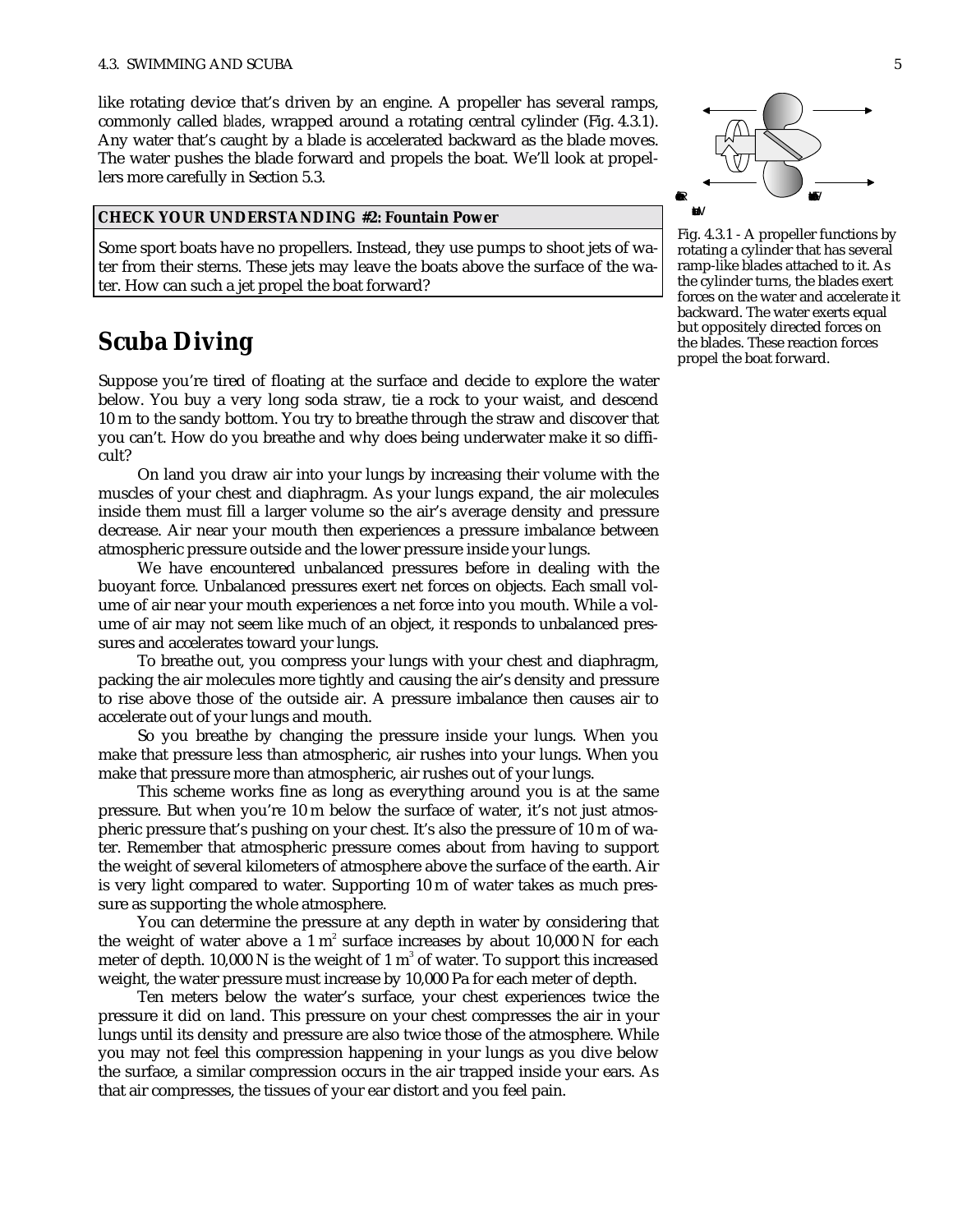like rotating device that's driven by an engine. A propeller has several ramps, commonly called *blades*, wrapped around a rotating central cylinder (Fig. 4.3.1). Any water that's caught by a blade is accelerated backward as the blade moves. The water pushes the blade forward and propels the boat. We'll look at propellers more carefully in Section 5.3.

Fig. 4.3.1 - A propeller functions by rotating a cylinder that has several ramp-like blades attached to it. As the cylinder turns, the blades exert forces on the water and accelerate it backward. The water exerts equal but oppositely directed forces on the blades. These reaction forces propel the boat forward.

**CHECK YOUR UNDERSTANDING #2: Fountain Power**

Some sport boats have no propellers. Instead, they use pumps to shoot jets of water from their sterns. These jets may leave the boats above the surface of the water. How can such a jet propel the boat forward?

## Scuba Diving

Suppose you're tired of floating at the surface and decide to explore the water below. You buy a very long soda straw, tie a rock to your waist, and descend 10 m to the sandy bottom. You try to breathe through the straw and discover that you can't. How do you breathe and why does being underwater make it so difficult?

On land you draw air into your lungs by increasing their volume with the muscles of your chest and diaphragm. As your lungs expand, the air molecules inside them must fill a larger volume so the air's average density and pressure decrease. Air near your mouth then experiences a pressure imbalance between atmospheric pressure outside and the lower pressure inside your lungs.

We have encountered unbalanced pressures before in dealing with the buoyant force. Unbalanced pressures exert net forces on objects. Each small volume of air near your mouth experiences a net force into you mouth. While a volume of air may not seem like much of an object, it responds to unbalanced pressures and accelerates toward your lungs.

To breathe out, you compress your lungs with your chest and diaphragm, packing the air molecules more tightly and causing the air's density and pressure to rise above those of the outside air. A pressure imbalance then causes air to accelerate out of your lungs and mouth.

So you breathe by changing the pressure inside your lungs. When you make that pressure less than atmospheric, air rushes into your lungs. When you make that pressure more than atmospheric, air rushes out of your lungs.

This scheme works fine as long as everything around you is at the same pressure. But when you're 10 m below the surface of water, it's not just atmospheric pressure that's pushing on your chest. It's also the pressure of 10 m of water. Remember that atmospheric pressure comes about from having to support the weight of several kilometers of atmosphere above the surface of the earth. Air is very light compared to water. Supporting 10 m of water takes as much pressure as supporting the whole atmosphere.

You can determine the pressure at any depth in water by considering that the weight of water above a 1 $m^2$ surface increases by about 10,000 N for each meter of depth. 10,000 N is the weight of 1 $m^3$ of water. To support this increased weight, the water pressure must increase by 10,000 Pa for each meter of depth.

Ten meters below the water's surface, your chest experiences twice the pressure it did on land. This pressure on your chest compresses the air in your lungs until its density and pressure are also twice those of the atmosphere. While you may not feel this compression happening in your lungs as you dive below the surface, a similar compression occurs in the air trapped inside your ears. As that air compresses, the tissues of your ear distort and you feel pain.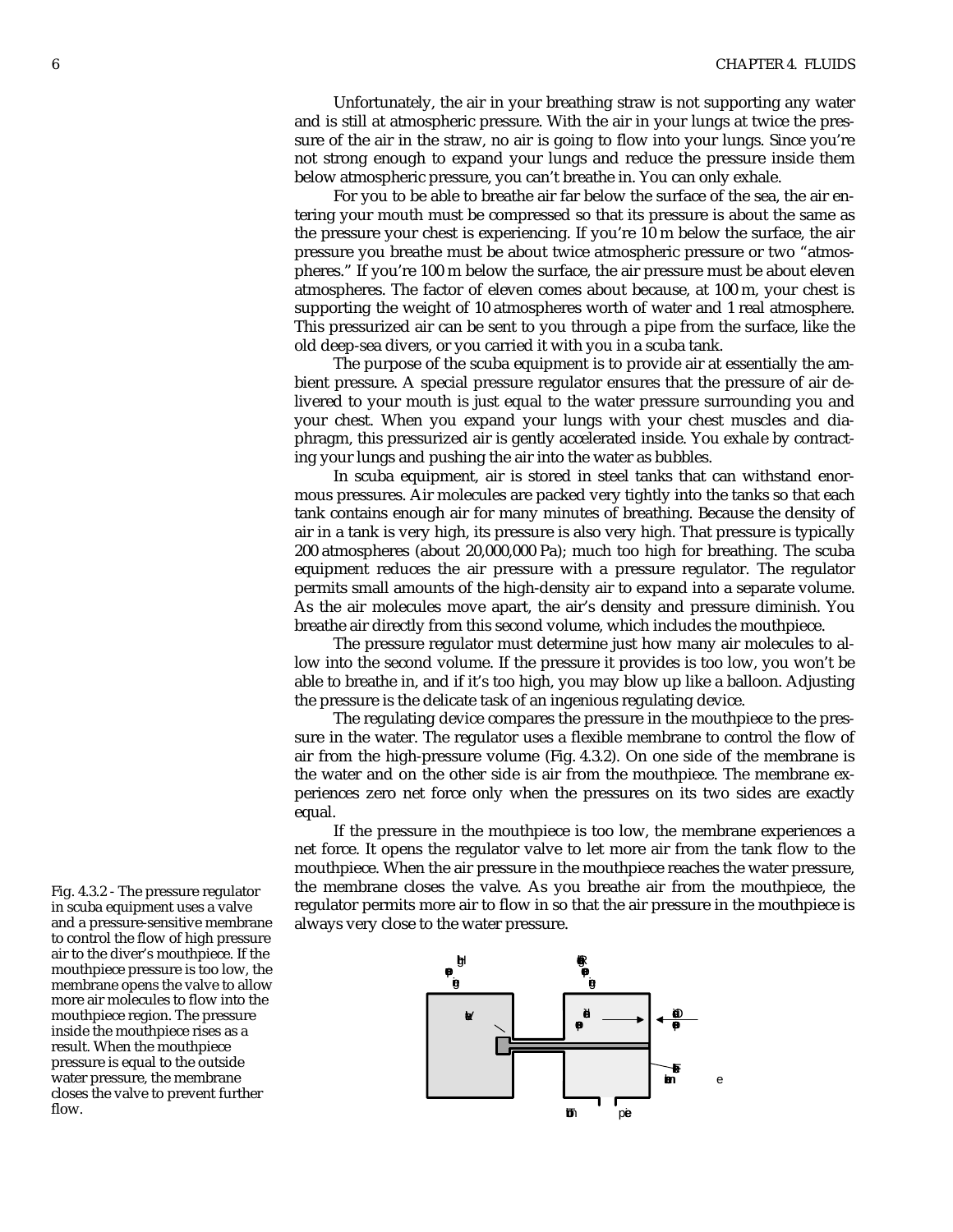Unfortunately, the air in your breathing straw is not supporting any water and is still at atmospheric pressure. With the air in your lungs at twice the pressure of the air in the straw, no air is going to flow into your lungs. Since you're not strong enough to expand your lungs and reduce the pressure inside them below atmospheric pressure, you can't breathe in. You can only exhale.

For you to be able to breathe air far below the surface of the sea, the air entering your mouth must be compressed so that its pressure is about the same as the pressure your chest is experiencing. If you're 10 m below the surface, the air pressure you breathe must be about twice atmospheric pressure or two "atmospheres." If you're 100 m below the surface, the air pressure must be about eleven atmospheres. The factor of eleven comes about because, at 100 m, your chest is supporting the weight of 10 atmospheres worth of water and 1 real atmosphere. This pressurized air can be sent to you through a pipe from the surface, like the old deep-sea divers, or you carried it with you in a scuba tank.

The purpose of the scuba equipment is to provide air at essentially the ambient pressure. A special pressure regulator ensures that the pressure of air delivered to your mouth is just equal to the water pressure surrounding you and your chest. When you expand your lungs with your chest muscles and diaphragm, this pressurized air is gently accelerated inside. You exhale by contracting your lungs and pushing the air into the water as bubbles.

In scuba equipment, air is stored in steel tanks that can withstand enormous pressures. Air molecules are packed very tightly into the tanks so that each tank contains enough air for many minutes of breathing. Because the density of air in a tank is very high, its pressure is also very high. That pressure is typically 200 atmospheres (about 20,000,000 Pa); much too high for breathing. The scuba equipment reduces the air pressure with a pressure regulator. The regulator permits small amounts of the high-density air to expand into a separate volume. As the air molecules move apart, the air's density and pressure diminish. You breathe air directly from this second volume, which includes the mouthpiece.

The pressure regulator must determine just how many air molecules to allow into the second volume. If the pressure it provides is too low, you won't be able to breathe in, and if it's too high, you may blow up like a balloon. Adjusting the pressure is the delicate task of an ingenious regulating device.

The regulating device compares the pressure in the mouthpiece to the pressure in the water. The regulator uses a flexible membrane to control the flow of air from the high-pressure volume (Fig. 4.3.2). On one side of the membrane is the water and on the other side is air from the mouthpiece. The membrane experiences zero net force only when the pressures on its two sides are exactly equal.

If the pressure in the mouthpiece is too low, the membrane experiences a net force. It opens the regulator valve to let more air from the tank flow to the mouthpiece. When the air pressure in the mouthpiece reaches the water pressure, the membrane closes the valve. As you breathe air from the mouthpiece, the regulator permits more air to flow in so that the air pressure in the mouthpiece is always very close to the water pressure.

Fig. 4.3.2 - The pressure regulator in scuba equipment uses a valve and a pressure-sensitive membrane to control the flow of high pressure air to the diver's mouthpiece. If the mouthpiece pressure is too low, the membrane opens the valve to allow more air molecules to flow into the mouthpiece region. The pressure inside the mouthpiece rises as a result. When the mouthpiece pressure is equal to the outside water pressure, the membrane closes the valve to prevent further flow.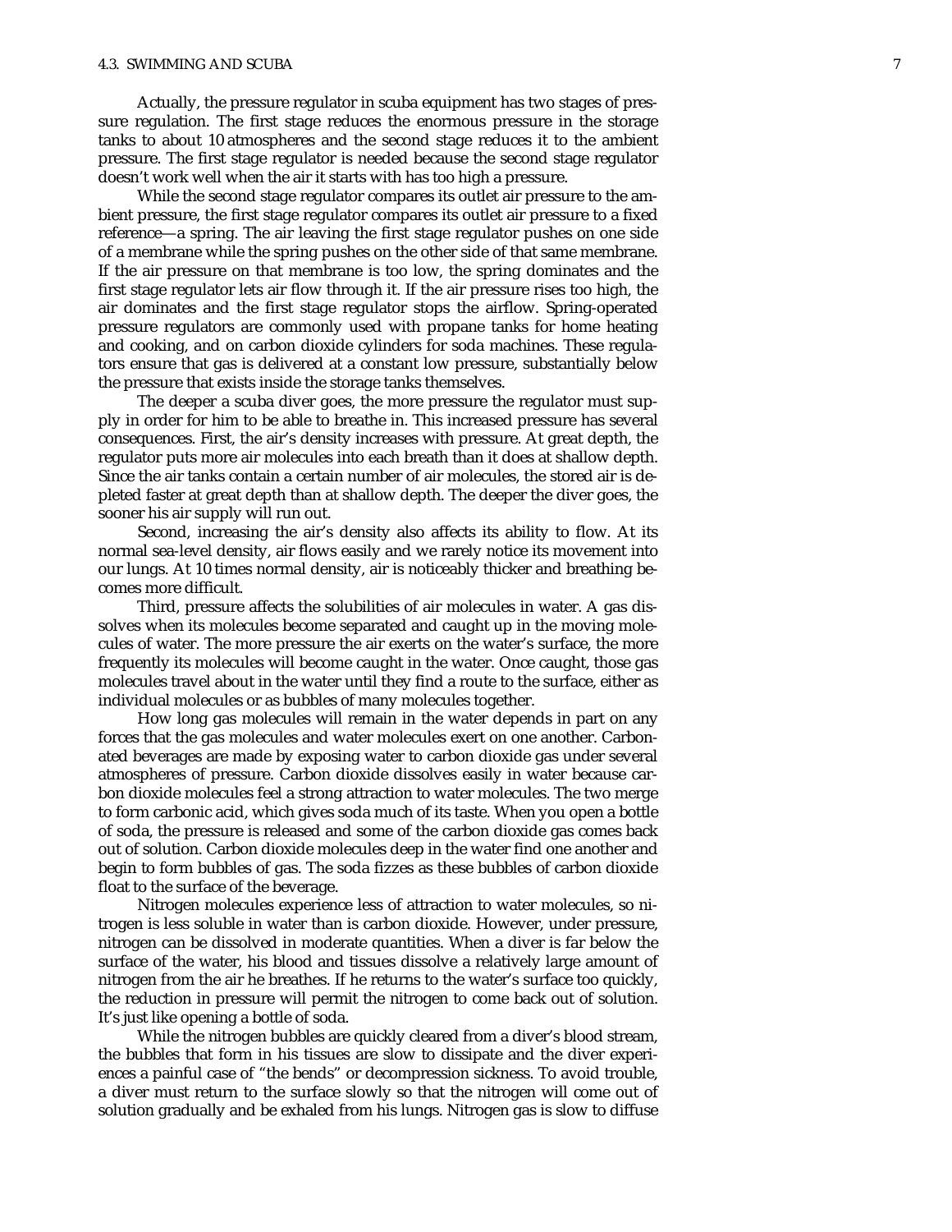Actually, the pressure regulator in scuba equipment has two stages of pressure regulation. The first stage reduces the enormous pressure in the storage tanks to about 10 atmospheres and the second stage reduces it to the ambient pressure. The first stage regulator is needed because the second stage regulator doesn't work well when the air it starts with has too high a pressure.

While the second stage regulator compares its outlet air pressure to the ambient pressure, the first stage regulator compares its outlet air pressure to a fixed reference—a spring. The air leaving the first stage regulator pushes on one side of a membrane while the spring pushes on the other side of that same membrane. If the air pressure on that membrane is too low, the spring dominates and the first stage regulator lets air flow through it. If the air pressure rises too high, the air dominates and the first stage regulator stops the airflow. Spring-operated pressure regulators are commonly used with propane tanks for home heating and cooking, and on carbon dioxide cylinders for soda machines. These regulators ensure that gas is delivered at a constant low pressure, substantially below the pressure that exists inside the storage tanks themselves.

The deeper a scuba diver goes, the more pressure the regulator must supply in order for him to be able to breathe in. This increased pressure has several consequences. First, the air's density increases with pressure. At great depth, the regulator puts more air molecules into each breath than it does at shallow depth. Since the air tanks contain a certain number of air molecules, the stored air is depleted faster at great depth than at shallow depth. The deeper the diver goes, the sooner his air supply will run out.

Second, increasing the air's density also affects its ability to flow. At its normal sea-level density, air flows easily and we rarely notice its movement into our lungs. At 10 times normal density, air is noticeably thicker and breathing becomes more difficult.

Third, pressure affects the solubilities of air molecules in water. A gas dissolves when its molecules become separated and caught up in the moving molecules of water. The more pressure the air exerts on the water's surface, the more frequently its molecules will become caught in the water. Once caught, those gas molecules travel about in the water until they find a route to the surface, either as individual molecules or as bubbles of many molecules together.

How long gas molecules will remain in the water depends in part on any forces that the gas molecules and water molecules exert on one another. Carbonated beverages are made by exposing water to carbon dioxide gas under several atmospheres of pressure. Carbon dioxide dissolves easily in water because carbon dioxide molecules feel a strong attraction to water molecules. The two merge to form carbonic acid, which gives soda much of its taste. When you open a bottle of soda, the pressure is released and some of the carbon dioxide gas comes back out of solution. Carbon dioxide molecules deep in the water find one another and begin to form bubbles of gas. The soda fizzes as these bubbles of carbon dioxide float to the surface of the beverage.

Nitrogen molecules experience less of attraction to water molecules, so nitrogen is less soluble in water than is carbon dioxide. However, under pressure, nitrogen can be dissolved in moderate quantities. When a diver is far below the surface of the water, his blood and tissues dissolve a relatively large amount of nitrogen from the air he breathes. If he returns to the water's surface too quickly, the reduction in pressure will permit the nitrogen to come back out of solution. It's just like opening a bottle of soda.

While the nitrogen bubbles are quickly cleared from a diver's blood stream, the bubbles that form in his tissues are slow to dissipate and the diver experiences a painful case of "the bends" or decompression sickness. To avoid trouble, a diver must return to the surface slowly so that the nitrogen will come out of solution gradually and be exhaled from his lungs. Nitrogen gas is slow to diffuse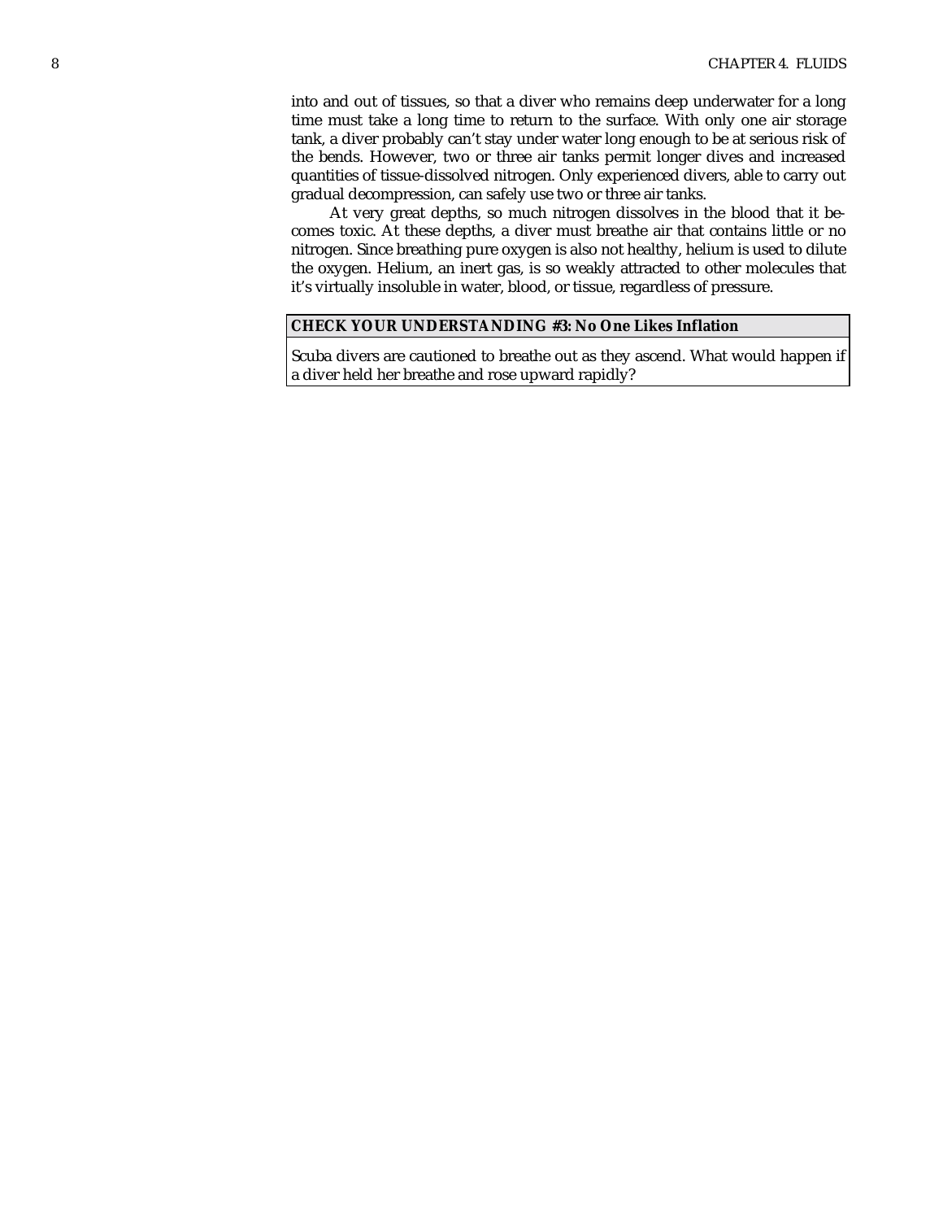into and out of tissues, so that a diver who remains deep underwater for a long time must take a long time to return to the surface. With only one air storage tank, a diver probably can't stay under water long enough to be at serious risk of the bends. However, two or three air tanks permit longer dives and increased quantities of tissue-dissolved nitrogen. Only experienced divers, able to carry out gradual decompression, can safely use two or three air tanks.

At very great depths, so much nitrogen dissolves in the blood that it becomes toxic. At these depths, a diver must breathe air that contains little or no nitrogen. Since breathing pure oxygen is also not healthy, helium is used to dilute the oxygen. Helium, an inert gas, is so weakly attracted to other molecules that it's virtually insoluble in water, blood, or tissue, regardless of pressure.

**CHECK YOUR UNDERSTANDING #3: No One Likes Inflation**

Scuba divers are cautioned to breathe out as they ascend. What would happen if a diver held her breathe and rose upward rapidly?